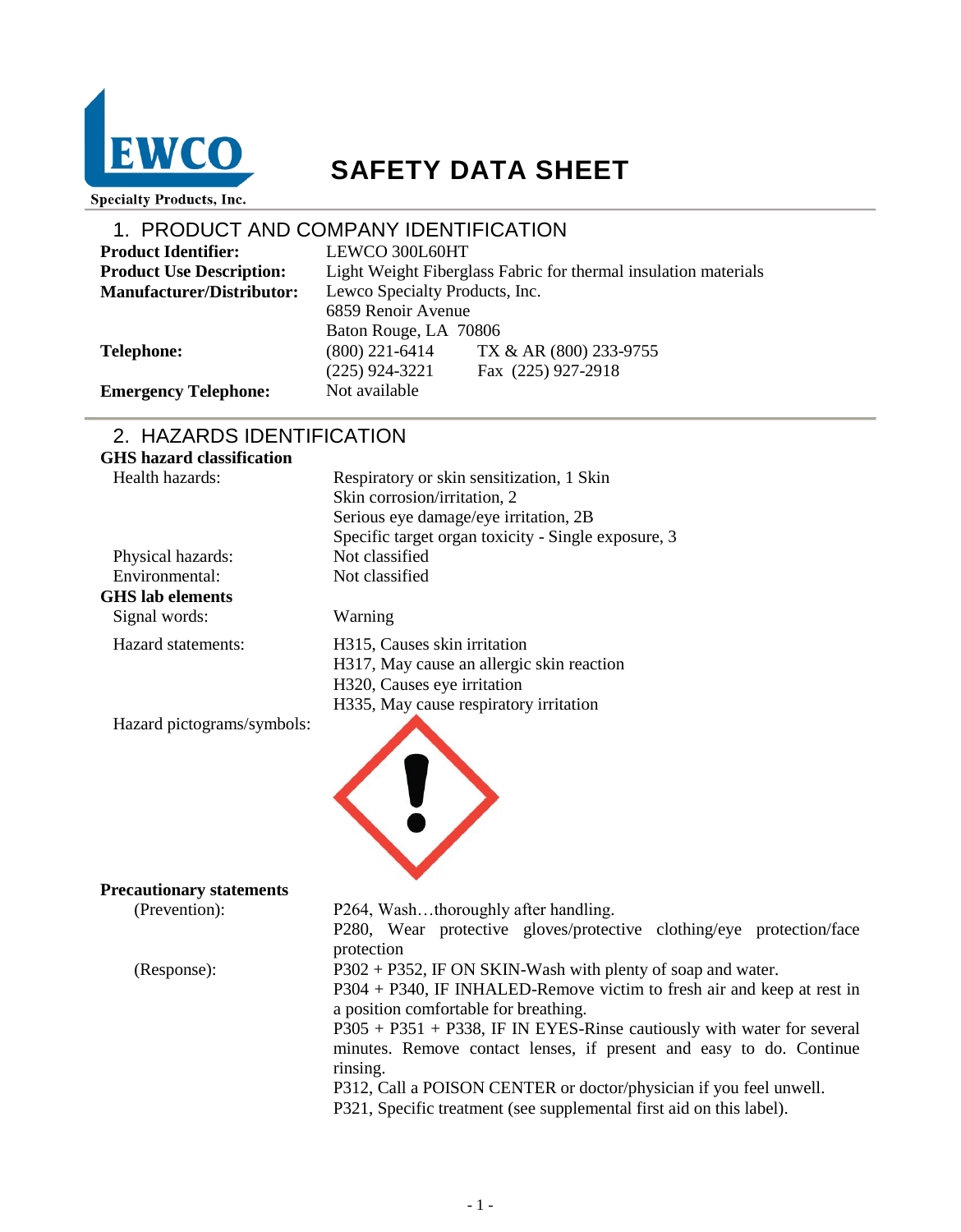LEWCO
Specialty Products, Inc.

# SAFETY DATA SHEET

## 1. PRODUCT AND COMPANY IDENTIFICATION

**Product Identifier:** LEWCO 300L60HT

**Product Use Description:** Light Weight Fiberglass Fabric for thermal insulation materials

**Manufacturer/Distributor:** Lewco Specialty Products, Inc.
6859 Renoir Avenue
Baton Rouge, LA 70806

**Telephone:** (800) 221-6414 TX & AR (800) 233-9755
(225) 924-3221 Fax (225) 927-2918

**Emergency Telephone:** Not available

## 2. HAZARDS IDENTIFICATION

**GHS hazard classification**

Health hazards:
Respiratory or skin sensitization, 1 Skin
Skin corrosion/irritation, 2
Serious eye damage/eye irritation, 2B
Specific target organ toxicity - Single exposure, 3

Physical hazards: Not classified

Environmental: Not classified

**GHS lab elements**

Signal words: Warning

Hazard statements:
H315, Causes skin irritation
H317, May cause an allergic skin reaction
H320, Causes eye irritation
H335, May cause respiratory irritation

Hazard pictograms/symbols:

**Precautionary statements**

(Prevention):
P264, Wash…thoroughly after handling.
P280, Wear protective gloves/protective clothing/eye protection/face protection

(Response):
P302 + P352, IF ON SKIN-Wash with plenty of soap and water.
P304 + P340, IF INHALED-Remove victim to fresh air and keep at rest in a position comfortable for breathing.
P305 + P351 + P338, IF IN EYES-Rinse cautiously with water for several minutes. Remove contact lenses, if present and easy to do. Continue rinsing.
P312, Call a POISON CENTER or doctor/physician if you feel unwell.
P321, Specific treatment (see supplemental first aid on this label).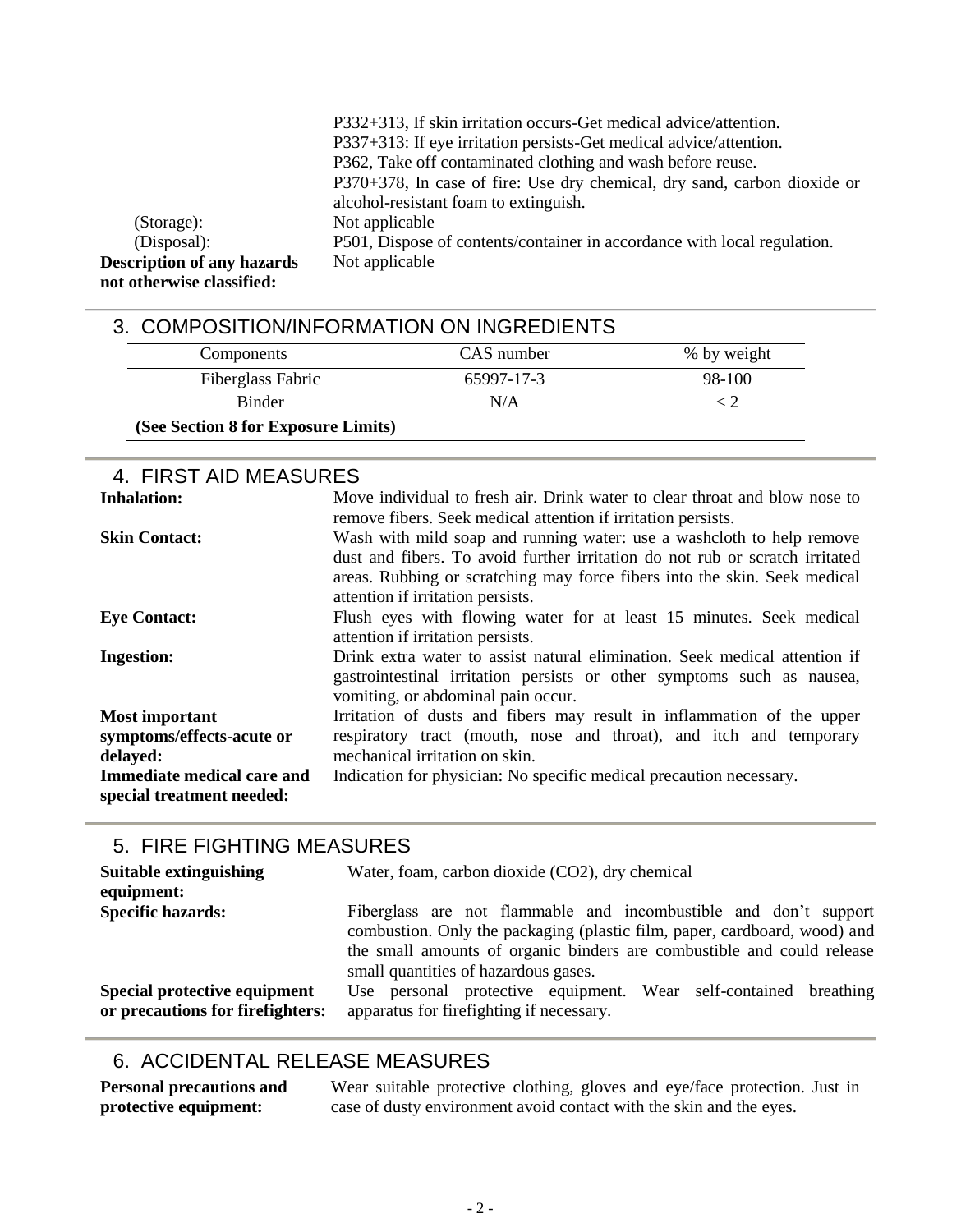P332+313, If skin irritation occurs-Get medical advice/attention.
P337+313: If eye irritation persists-Get medical advice/attention.
P362, Take off contaminated clothing and wash before reuse.
P370+378, In case of fire: Use dry chemical, dry sand, carbon dioxide or alcohol-resistant foam to extinguish.

(Storage): Not applicable

(Disposal): P501, Dispose of contents/container in accordance with local regulation.

**Description of any hazards not otherwise classified:** Not applicable

## 3. COMPOSITION/INFORMATION ON INGREDIENTS

| Components | CAS number | % by weight |
|---|---|---|
| Fiberglass Fabric | 65997-17-3 | 98-100 |
| Binder | N/A | < 2 |
| **(See Section 8 for Exposure Limits)** | | |

## 4. FIRST AID MEASURES

**Inhalation:** Move individual to fresh air. Drink water to clear throat and blow nose to remove fibers. Seek medical attention if irritation persists.

**Skin Contact:** Wash with mild soap and running water: use a washcloth to help remove dust and fibers. To avoid further irritation do not rub or scratch irritated areas. Rubbing or scratching may force fibers into the skin. Seek medical attention if irritation persists.

**Eye Contact:** Flush eyes with flowing water for at least 15 minutes. Seek medical attention if irritation persists.

**Ingestion:** Drink extra water to assist natural elimination. Seek medical attention if gastrointestinal irritation persists or other symptoms such as nausea, vomiting, or abdominal pain occur.

**Most important symptoms/effects-acute or delayed:** Irritation of dusts and fibers may result in inflammation of the upper respiratory tract (mouth, nose and throat), and itch and temporary mechanical irritation on skin.

**Immediate medical care and special treatment needed:** Indication for physician: No specific medical precaution necessary.

## 5. FIRE FIGHTING MEASURES

**Suitable extinguishing equipment:** Water, foam, carbon dioxide ($CO_2$), dry chemical

**Specific hazards:** Fiberglass are not flammable and incombustible and don't support combustion. Only the packaging (plastic film, paper, cardboard, wood) and the small amounts of organic binders are combustible and could release small quantities of hazardous gases.

**Special protective equipment or precautions for firefighters:** Use personal protective equipment. Wear self-contained breathing apparatus for firefighting if necessary.

## 6. ACCIDENTAL RELEASE MEASURES

**Personal precautions and protective equipment:** Wear suitable protective clothing, gloves and eye/face protection. Just in case of dusty environment avoid contact with the skin and the eyes.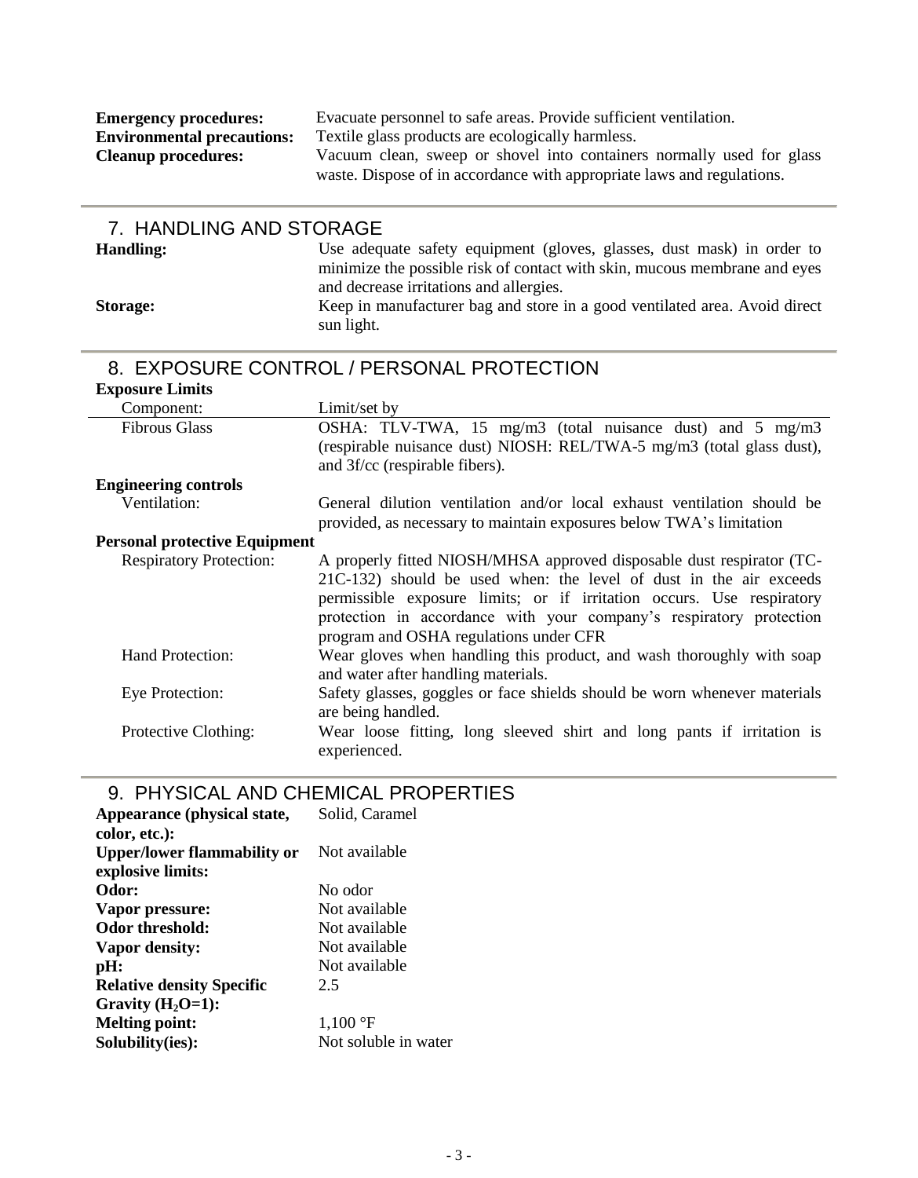**Emergency procedures:** Evacuate personnel to safe areas. Provide sufficient ventilation.

**Environmental precautions:** Textile glass products are ecologically harmless.

**Cleanup procedures:** Vacuum clean, sweep or shovel into containers normally used for glass waste. Dispose of in accordance with appropriate laws and regulations.

## 7. HANDLING AND STORAGE

**Handling:** Use adequate safety equipment (gloves, glasses, dust mask) in order to minimize the possible risk of contact with skin, mucous membrane and eyes and decrease irritations and allergies.

**Storage:** Keep in manufacturer bag and store in a good ventilated area. Avoid direct sun light.

## 8. EXPOSURE CONTROL / PERSONAL PROTECTION

**Exposure Limits**

| Component: | Limit/set by |
|---|---|
| Fibrous Glass | OSHA: TLV-TWA, 15 mg/m3 (total nuisance dust) and 5 mg/m3 (respirable nuisance dust) NIOSH: REL/TWA-5 mg/m3 (total glass dust), and 3f/cc (respirable fibers). |

**Engineering controls**

Ventilation: General dilution ventilation and/or local exhaust ventilation should be provided, as necessary to maintain exposures below TWA's limitation

**Personal protective Equipment**

Respiratory Protection: A properly fitted NIOSH/MHSA approved disposable dust respirator (TC-21C-132) should be used when: the level of dust in the air exceeds permissible exposure limits; or if irritation occurs. Use respiratory protection in accordance with your company's respiratory protection program and OSHA regulations under CFR

Hand Protection: Wear gloves when handling this product, and wash thoroughly with soap and water after handling materials.

Eye Protection: Safety glasses, goggles or face shields should be worn whenever materials are being handled.

Protective Clothing: Wear loose fitting, long sleeved shirt and long pants if irritation is experienced.

## 9. PHYSICAL AND CHEMICAL PROPERTIES

**Appearance (physical state, color, etc.):** Solid, Caramel

**Upper/lower flammability or explosive limits:** Not available

**Odor:** No odor

**Vapor pressure:** Not available

**Odor threshold:** Not available

**Vapor density:** Not available

**pH:** Not available

**Relative density Specific Gravity ($H_2O$=1):** 2.5

**Melting point:** 1,100 °F

**Solubility(ies):** Not soluble in water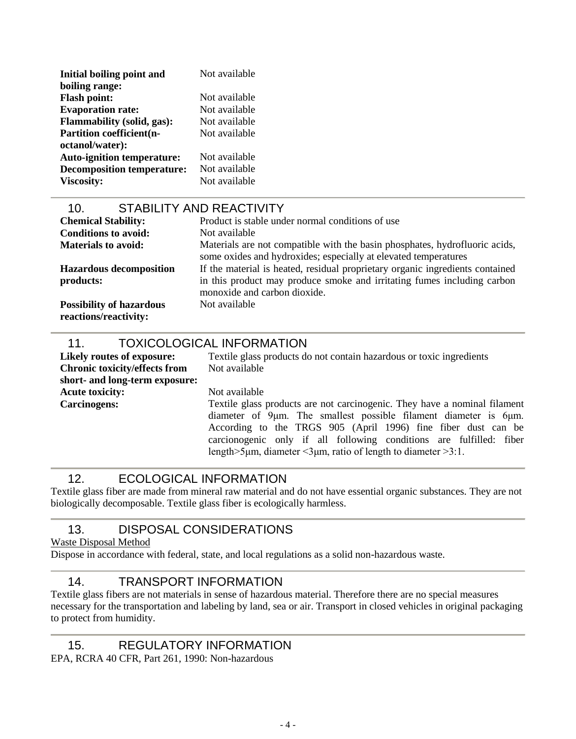| | |
|---|---|
| **Initial boiling point and boiling range:** | Not available |
| **Flash point:** | Not available |
| **Evaporation rate:** | Not available |
| **Flammability (solid, gas):** | Not available |
| **Partition coefficient(n-octanol/water):** | Not available |
| **Auto-ignition temperature:** | Not available |
| **Decomposition temperature:** | Not available |
| **Viscosity:** | Not available |

## 10. STABILITY AND REACTIVITY

| | |
|---|---|
| **Chemical Stability:** | Product is stable under normal conditions of use |
| **Conditions to avoid:** | Not available |
| **Materials to avoid:** | Materials are not compatible with the basin phosphates, hydrofluoric acids, some oxides and hydroxides; especially at elevated temperatures |
| **Hazardous decomposition products:** | If the material is heated, residual proprietary organic ingredients contained in this product may produce smoke and irritating fumes including carbon monoxide and carbon dioxide. |
| **Possibility of hazardous reactions/reactivity:** | Not available |

## 11. TOXICOLOGICAL INFORMATION

| | |
|---|---|
| **Likely routes of exposure:** | Textile glass products do not contain hazardous or toxic ingredients |
| **Chronic toxicity/effects from short- and long-term exposure:** | Not available |
| **Acute toxicity:** | Not available |
| **Carcinogens:** | Textile glass products are not carcinogenic. They have a nominal filament diameter of 9μm. The smallest possible filament diameter is 6μm. According to the TRGS 905 (April 1996) fine fiber dust can be carcionogenic only if all following conditions are fulfilled: fiber length>5μm, diameter <3μm, ratio of length to diameter >3:1. |

## 12. ECOLOGICAL INFORMATION

Textile glass fiber are made from mineral raw material and do not have essential organic substances. They are not biologically decomposable. Textile glass fiber is ecologically harmless.

## 13. DISPOSAL CONSIDERATIONS

Waste Disposal Method

Dispose in accordance with federal, state, and local regulations as a solid non-hazardous waste.

## 14. TRANSPORT INFORMATION

Textile glass fibers are not materials in sense of hazardous material. Therefore there are no special measures necessary for the transportation and labeling by land, sea or air. Transport in closed vehicles in original packaging to protect from humidity.

## 15. REGULATORY INFORMATION

EPA, RCRA 40 CFR, Part 261, 1990: Non-hazardous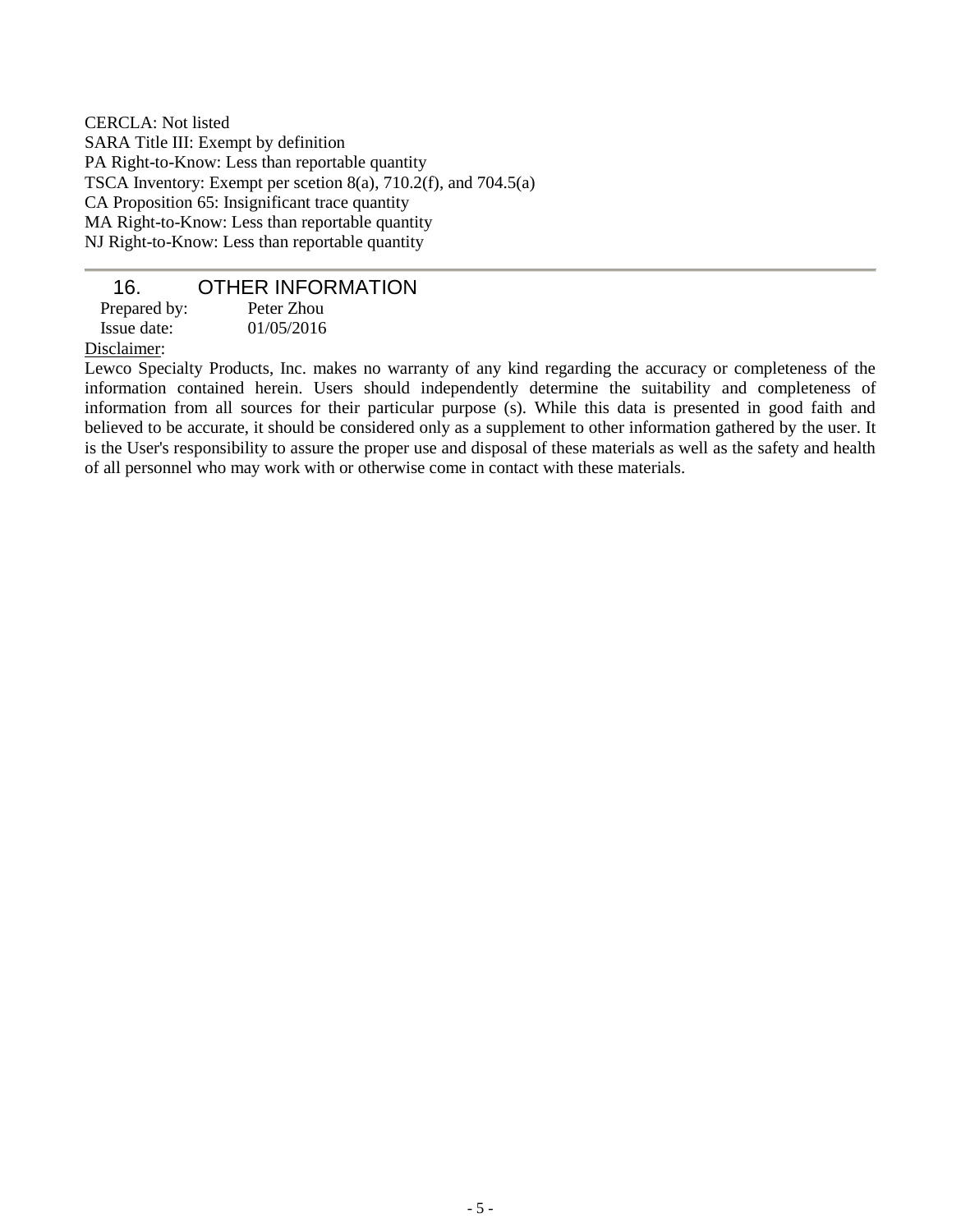CERCLA: Not listed
SARA Title III: Exempt by definition
PA Right-to-Know: Less than reportable quantity
TSCA Inventory: Exempt per scetion 8(a), 710.2(f), and 704.5(a)
CA Proposition 65: Insignificant trace quantity
MA Right-to-Know: Less than reportable quantity
NJ Right-to-Know: Less than reportable quantity

## 16. OTHER INFORMATION

Prepared by: Peter Zhou
Issue date: 01/05/2016

Disclaimer:

Lewco Specialty Products, Inc. makes no warranty of any kind regarding the accuracy or completeness of the information contained herein. Users should independently determine the suitability and completeness of information from all sources for their particular purpose (s). While this data is presented in good faith and believed to be accurate, it should be considered only as a supplement to other information gathered by the user. It is the User's responsibility to assure the proper use and disposal of these materials as well as the safety and health of all personnel who may work with or otherwise come in contact with these materials.